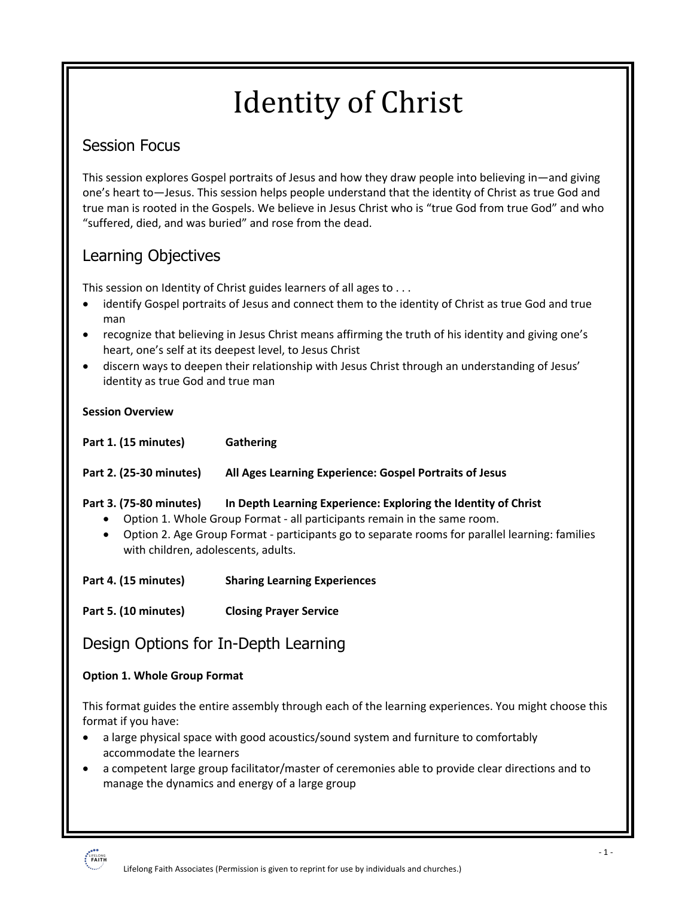# Identity of Christ

## Session Focus

This session explores Gospel portraits of Jesus and how they draw people into believing in—and giving one's heart to—Jesus. This session helps people understand that the identity of Christ as true God and true man is rooted in the Gospels. We believe in Jesus Christ who is "true God from true God" and who "suffered, died, and was buried" and rose from the dead.

## Learning Objectives

This session on Identity of Christ guides learners of all ages to . . .

- identify Gospel portraits of Jesus and connect them to the identity of Christ as true God and true man
- recognize that believing in Jesus Christ means affirming the truth of his identity and giving one's heart, one's self at its deepest level, to Jesus Christ
- discern ways to deepen their relationship with Jesus Christ through an understanding of Jesus' identity as true God and true man

**Session Overview**

**Part 1. (15 minutes)** **Gathering**

**Part 2. (25-30 minutes)** **All Ages Learning Experience: Gospel Portraits of Jesus**

**Part 3. (75-80 minutes)** **In Depth Learning Experience: Exploring the Identity of Christ**

- Option 1. Whole Group Format - all participants remain in the same room.
- Option 2. Age Group Format - participants go to separate rooms for parallel learning: families with children, adolescents, adults.

**Part 4. (15 minutes)** **Sharing Learning Experiences**

**Part 5. (10 minutes)** **Closing Prayer Service**

## Design Options for In-Depth Learning

**Option 1. Whole Group Format**

This format guides the entire assembly through each of the learning experiences. You might choose this format if you have:

- a large physical space with good acoustics/sound system and furniture to comfortably accommodate the learners
- a competent large group facilitator/master of ceremonies able to provide clear directions and to manage the dynamics and energy of a large group

Lifelong Faith Associates (Permission is given to reprint for use by individuals and churches.)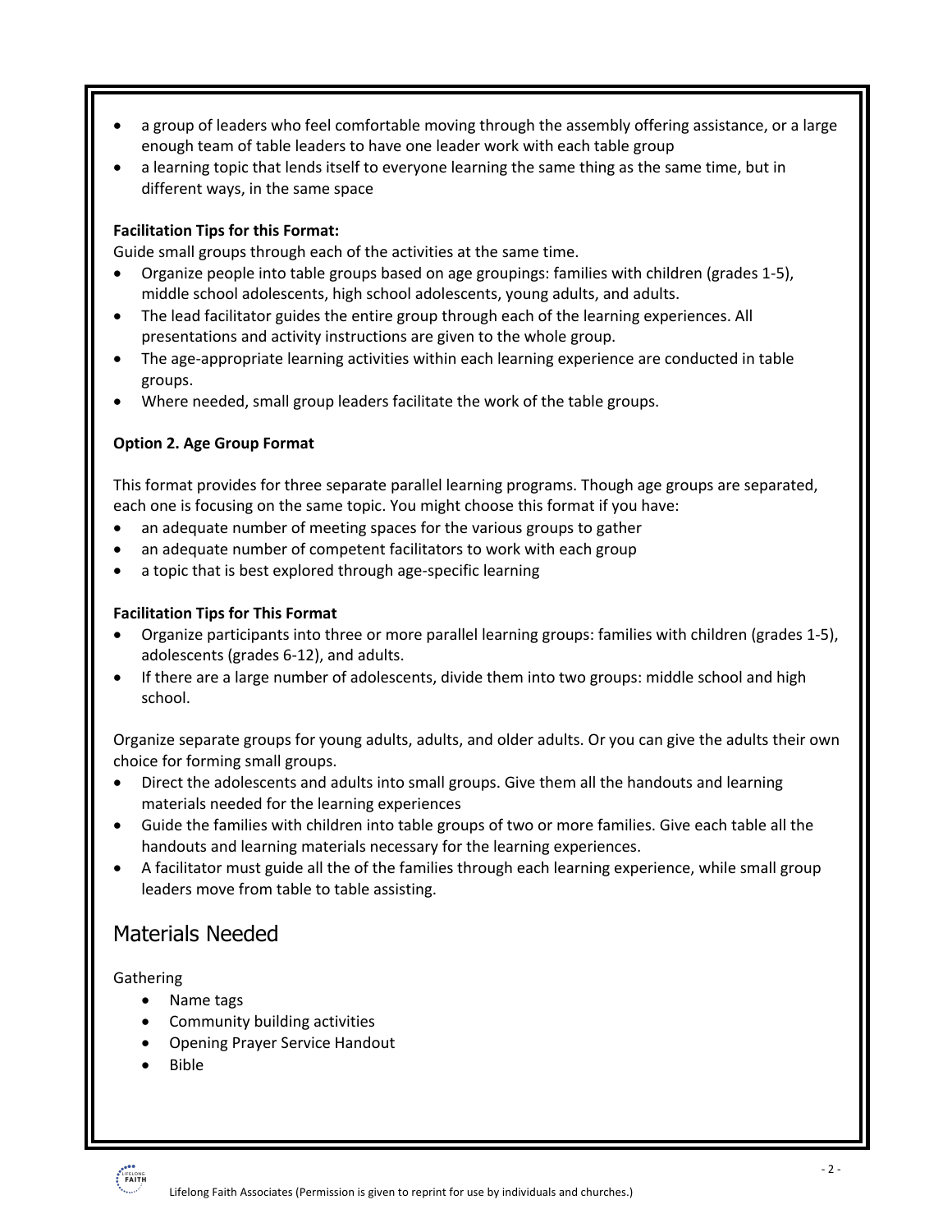- a group of leaders who feel comfortable moving through the assembly offering assistance, or a large enough team of table leaders to have one leader work with each table group
- a learning topic that lends itself to everyone learning the same thing as the same time, but in different ways, in the same space

**Facilitation Tips for this Format:**

Guide small groups through each of the activities at the same time.

- Organize people into table groups based on age groupings: families with children (grades 1-5), middle school adolescents, high school adolescents, young adults, and adults.
- The lead facilitator guides the entire group through each of the learning experiences. All presentations and activity instructions are given to the whole group.
- The age-appropriate learning activities within each learning experience are conducted in table groups.
- Where needed, small group leaders facilitate the work of the table groups.

**Option 2. Age Group Format**

This format provides for three separate parallel learning programs. Though age groups are separated, each one is focusing on the same topic. You might choose this format if you have:

- an adequate number of meeting spaces for the various groups to gather
- an adequate number of competent facilitators to work with each group
- a topic that is best explored through age-specific learning

**Facilitation Tips for This Format**

- Organize participants into three or more parallel learning groups: families with children (grades 1-5), adolescents (grades 6-12), and adults.
- If there are a large number of adolescents, divide them into two groups: middle school and high school.

Organize separate groups for young adults, adults, and older adults. Or you can give the adults their own choice for forming small groups.

- Direct the adolescents and adults into small groups. Give them all the handouts and learning materials needed for the learning experiences
- Guide the families with children into table groups of two or more families. Give each table all the handouts and learning materials necessary for the learning experiences.
- A facilitator must guide all the of the families through each learning experience, while small group leaders move from table to table assisting.

## Materials Needed

Gathering

- Name tags
- Community building activities
- Opening Prayer Service Handout
- Bible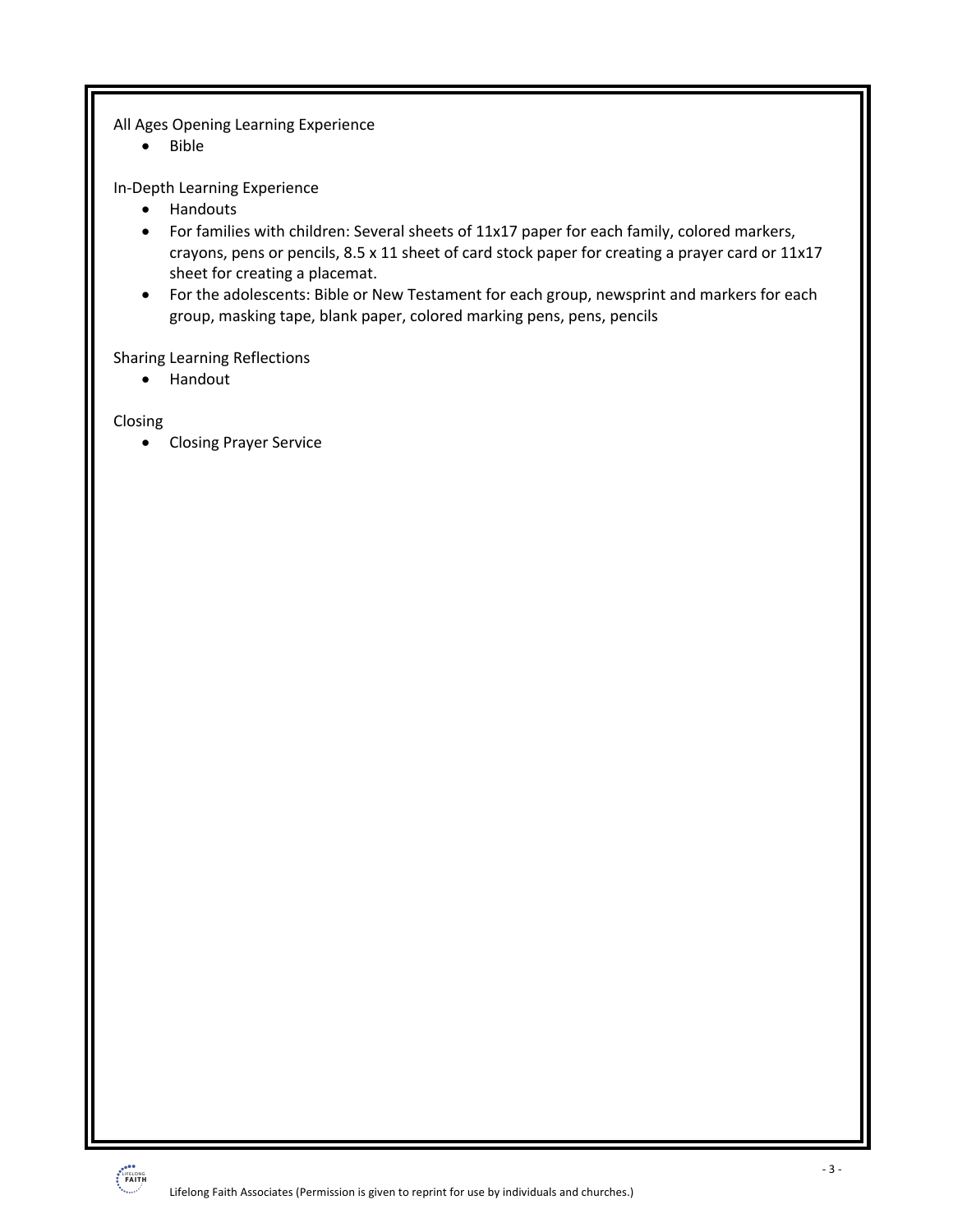All Ages Opening Learning Experience

- Bible

In-Depth Learning Experience

- Handouts
- For families with children: Several sheets of 11x17 paper for each family, colored markers, crayons, pens or pencils, 8.5 x 11 sheet of card stock paper for creating a prayer card or 11x17 sheet for creating a placemat.
- For the adolescents: Bible or New Testament for each group, newsprint and markers for each group, masking tape, blank paper, colored marking pens, pens, pencils

Sharing Learning Reflections

- Handout

Closing

- Closing Prayer Service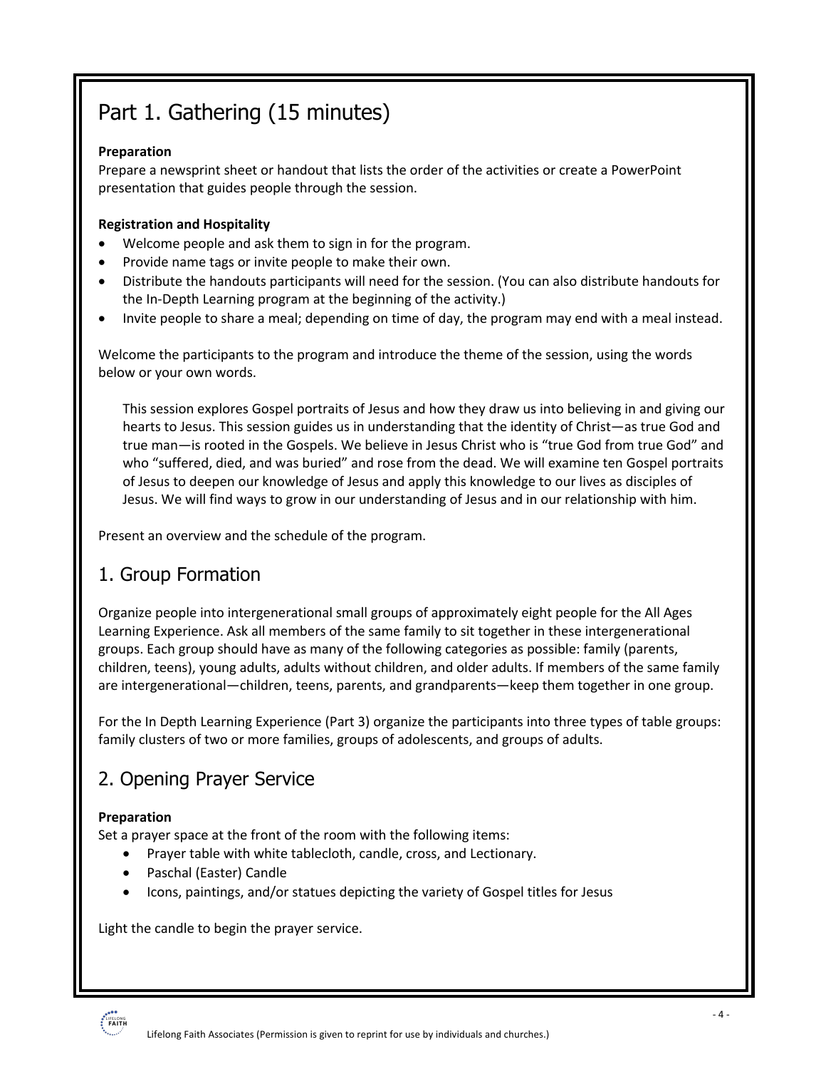# Part 1. Gathering (15 minutes)

**Preparation**

Prepare a newsprint sheet or handout that lists the order of the activities or create a PowerPoint presentation that guides people through the session.

**Registration and Hospitality**

- Welcome people and ask them to sign in for the program.
- Provide name tags or invite people to make their own.
- Distribute the handouts participants will need for the session. (You can also distribute handouts for the In-Depth Learning program at the beginning of the activity.)
- Invite people to share a meal; depending on time of day, the program may end with a meal instead.

Welcome the participants to the program and introduce the theme of the session, using the words below or your own words.

> This session explores Gospel portraits of Jesus and how they draw us into believing in and giving our hearts to Jesus. This session guides us in understanding that the identity of Christ—as true God and true man—is rooted in the Gospels. We believe in Jesus Christ who is "true God from true God" and who "suffered, died, and was buried" and rose from the dead. We will examine ten Gospel portraits of Jesus to deepen our knowledge of Jesus and apply this knowledge to our lives as disciples of Jesus. We will find ways to grow in our understanding of Jesus and in our relationship with him.

Present an overview and the schedule of the program.

## 1. Group Formation

Organize people into intergenerational small groups of approximately eight people for the All Ages Learning Experience. Ask all members of the same family to sit together in these intergenerational groups. Each group should have as many of the following categories as possible: family (parents, children, teens), young adults, adults without children, and older adults. If members of the same family are intergenerational—children, teens, parents, and grandparents—keep them together in one group.

For the In Depth Learning Experience (Part 3) organize the participants into three types of table groups: family clusters of two or more families, groups of adolescents, and groups of adults.

## 2. Opening Prayer Service

**Preparation**

Set a prayer space at the front of the room with the following items:

- Prayer table with white tablecloth, candle, cross, and Lectionary.
- Paschal (Easter) Candle
- Icons, paintings, and/or statues depicting the variety of Gospel titles for Jesus

Light the candle to begin the prayer service.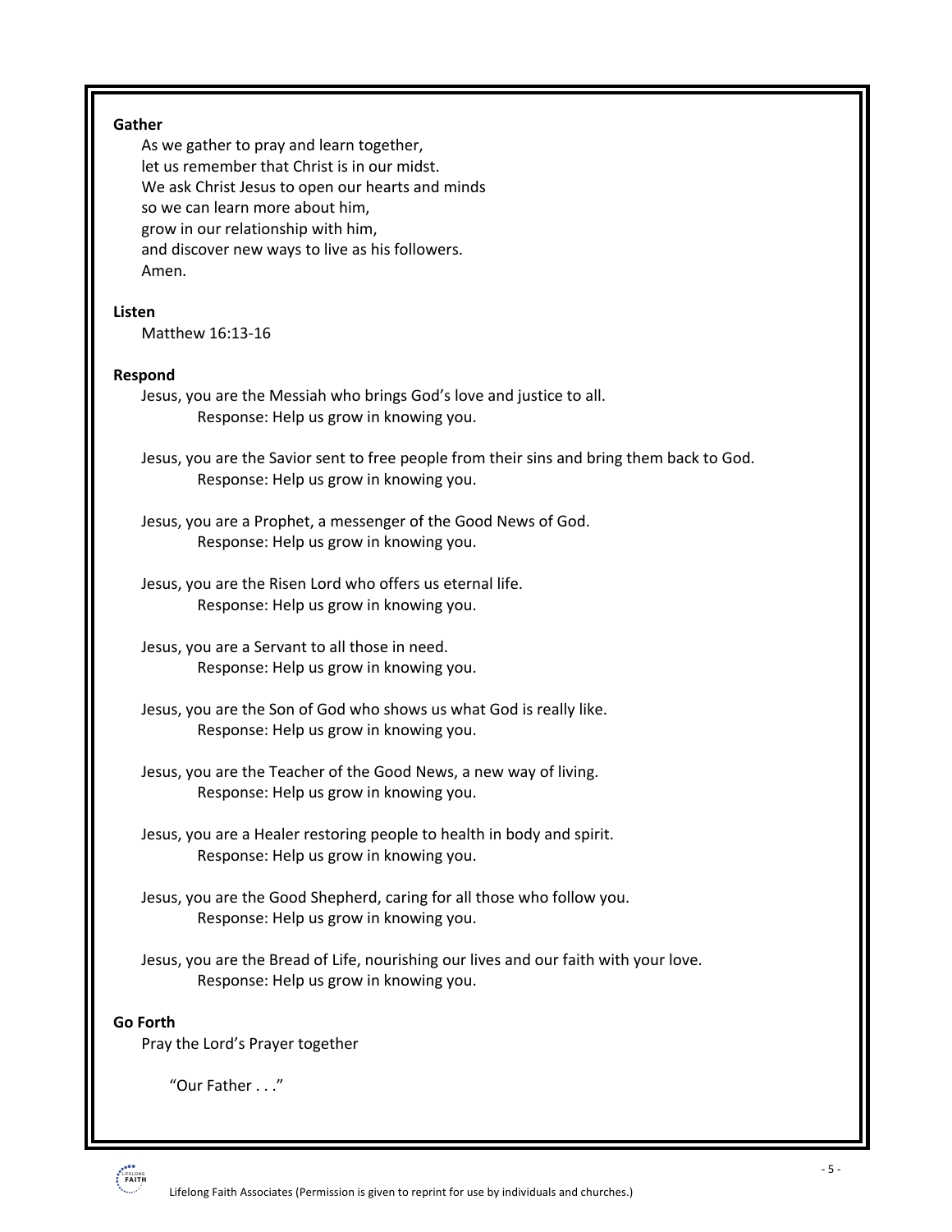**Gather**

As we gather to pray and learn together,
let us remember that Christ is in our midst.
We ask Christ Jesus to open our hearts and minds
so we can learn more about him,
grow in our relationship with him,
and discover new ways to live as his followers.
Amen.

**Listen**

Matthew 16:13-16

**Respond**

Jesus, you are the Messiah who brings God's love and justice to all.
Response: Help us grow in knowing you.

Jesus, you are the Savior sent to free people from their sins and bring them back to God.
Response: Help us grow in knowing you.

Jesus, you are a Prophet, a messenger of the Good News of God.
Response: Help us grow in knowing you.

Jesus, you are the Risen Lord who offers us eternal life.
Response: Help us grow in knowing you.

Jesus, you are a Servant to all those in need.
Response: Help us grow in knowing you.

Jesus, you are the Son of God who shows us what God is really like.
Response: Help us grow in knowing you.

Jesus, you are the Teacher of the Good News, a new way of living.
Response: Help us grow in knowing you.

Jesus, you are a Healer restoring people to health in body and spirit.
Response: Help us grow in knowing you.

Jesus, you are the Good Shepherd, caring for all those who follow you.
Response: Help us grow in knowing you.

Jesus, you are the Bread of Life, nourishing our lives and our faith with your love.
Response: Help us grow in knowing you.

**Go Forth**

Pray the Lord's Prayer together

"Our Father . . ."

Lifelong Faith Associates (Permission is given to reprint for use by individuals and churches.)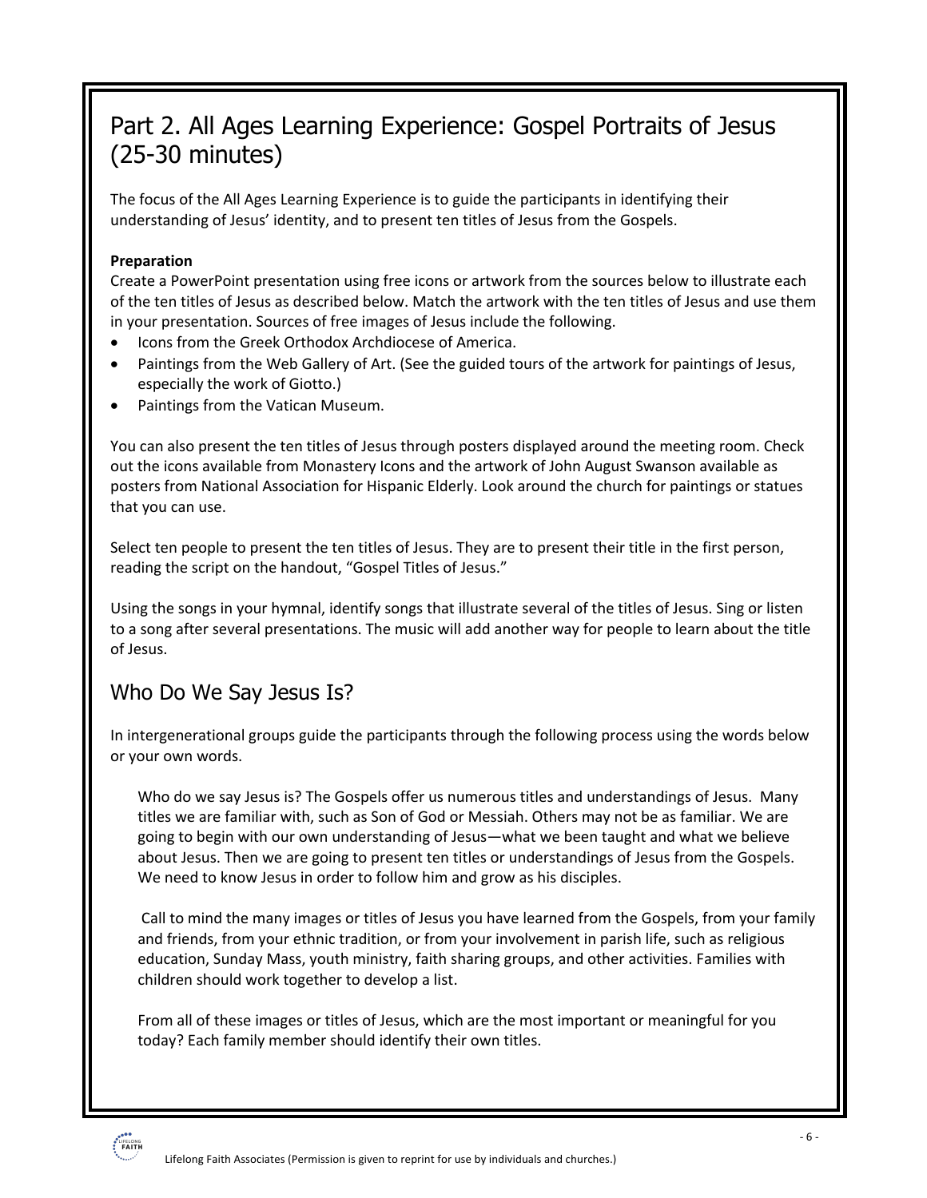## Part 2. All Ages Learning Experience: Gospel Portraits of Jesus (25-30 minutes)

The focus of the All Ages Learning Experience is to guide the participants in identifying their understanding of Jesus' identity, and to present ten titles of Jesus from the Gospels.

**Preparation**

Create a PowerPoint presentation using free icons or artwork from the sources below to illustrate each of the ten titles of Jesus as described below. Match the artwork with the ten titles of Jesus and use them in your presentation. Sources of free images of Jesus include the following.

- Icons from the Greek Orthodox Archdiocese of America.
- Paintings from the Web Gallery of Art. (See the guided tours of the artwork for paintings of Jesus, especially the work of Giotto.)
- Paintings from the Vatican Museum.

You can also present the ten titles of Jesus through posters displayed around the meeting room. Check out the icons available from Monastery Icons and the artwork of John August Swanson available as posters from National Association for Hispanic Elderly. Look around the church for paintings or statues that you can use.

Select ten people to present the ten titles of Jesus. They are to present their title in the first person, reading the script on the handout, "Gospel Titles of Jesus."

Using the songs in your hymnal, identify songs that illustrate several of the titles of Jesus. Sing or listen to a song after several presentations. The music will add another way for people to learn about the title of Jesus.

## Who Do We Say Jesus Is?

In intergenerational groups guide the participants through the following process using the words below or your own words.

> Who do we say Jesus is? The Gospels offer us numerous titles and understandings of Jesus. Many titles we are familiar with, such as Son of God or Messiah. Others may not be as familiar. We are going to begin with our own understanding of Jesus—what we been taught and what we believe about Jesus. Then we are going to present ten titles or understandings of Jesus from the Gospels. We need to know Jesus in order to follow him and grow as his disciples.
>
> Call to mind the many images or titles of Jesus you have learned from the Gospels, from your family and friends, from your ethnic tradition, or from your involvement in parish life, such as religious education, Sunday Mass, youth ministry, faith sharing groups, and other activities. Families with children should work together to develop a list.
>
> From all of these images or titles of Jesus, which are the most important or meaningful for you today? Each family member should identify their own titles.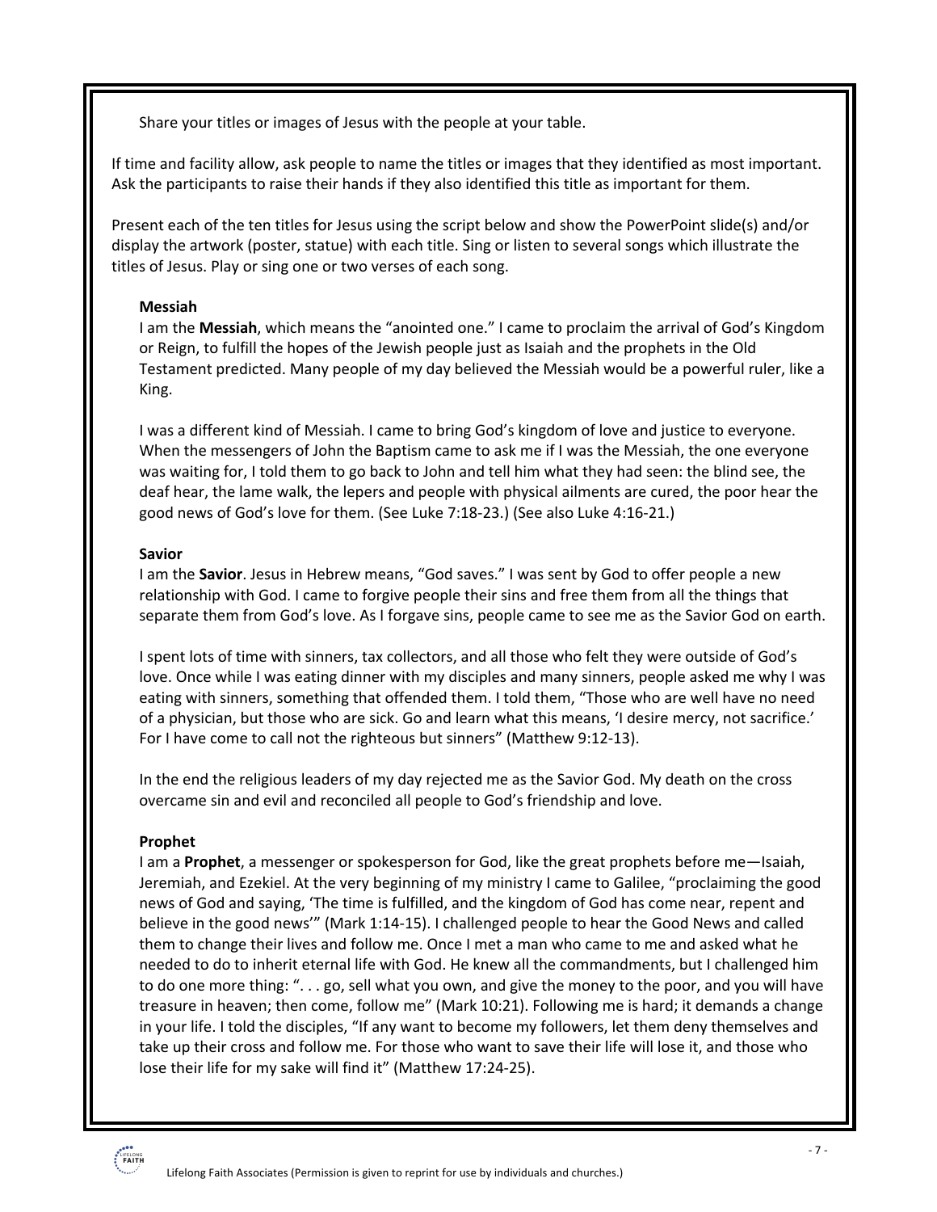Share your titles or images of Jesus with the people at your table.

If time and facility allow, ask people to name the titles or images that they identified as most important. Ask the participants to raise their hands if they also identified this title as important for them.

Present each of the ten titles for Jesus using the script below and show the PowerPoint slide(s) and/or display the artwork (poster, statue) with each title. Sing or listen to several songs which illustrate the titles of Jesus. Play or sing one or two verses of each song.

**Messiah**

I am the **Messiah**, which means the "anointed one." I came to proclaim the arrival of God's Kingdom or Reign, to fulfill the hopes of the Jewish people just as Isaiah and the prophets in the Old Testament predicted. Many people of my day believed the Messiah would be a powerful ruler, like a King.

I was a different kind of Messiah. I came to bring God's kingdom of love and justice to everyone. When the messengers of John the Baptism came to ask me if I was the Messiah, the one everyone was waiting for, I told them to go back to John and tell him what they had seen: the blind see, the deaf hear, the lame walk, the lepers and people with physical ailments are cured, the poor hear the good news of God's love for them. (See Luke 7:18-23.) (See also Luke 4:16-21.)

**Savior**

I am the **Savior**. Jesus in Hebrew means, "God saves." I was sent by God to offer people a new relationship with God. I came to forgive people their sins and free them from all the things that separate them from God's love. As I forgave sins, people came to see me as the Savior God on earth.

I spent lots of time with sinners, tax collectors, and all those who felt they were outside of God's love. Once while I was eating dinner with my disciples and many sinners, people asked me why I was eating with sinners, something that offended them. I told them, "Those who are well have no need of a physician, but those who are sick. Go and learn what this means, 'I desire mercy, not sacrifice.' For I have come to call not the righteous but sinners" (Matthew 9:12-13).

In the end the religious leaders of my day rejected me as the Savior God. My death on the cross overcame sin and evil and reconciled all people to God's friendship and love.

**Prophet**

I am a **Prophet**, a messenger or spokesperson for God, like the great prophets before me—Isaiah, Jeremiah, and Ezekiel. At the very beginning of my ministry I came to Galilee, "proclaiming the good news of God and saying, 'The time is fulfilled, and the kingdom of God has come near, repent and believe in the good news'" (Mark 1:14-15). I challenged people to hear the Good News and called them to change their lives and follow me. Once I met a man who came to me and asked what he needed to do to inherit eternal life with God. He knew all the commandments, but I challenged him to do one more thing: ". . . go, sell what you own, and give the money to the poor, and you will have treasure in heaven; then come, follow me" (Mark 10:21). Following me is hard; it demands a change in your life. I told the disciples, "If any want to become my followers, let them deny themselves and take up their cross and follow me. For those who want to save their life will lose it, and those who lose their life for my sake will find it" (Matthew 17:24-25).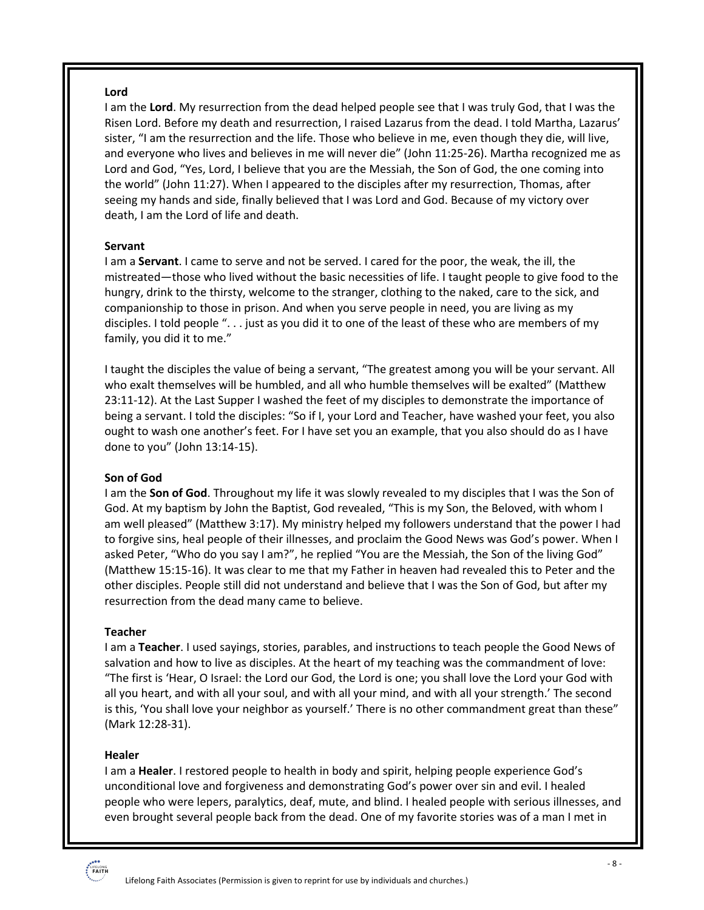**Lord**

I am the **Lord**. My resurrection from the dead helped people see that I was truly God, that I was the Risen Lord. Before my death and resurrection, I raised Lazarus from the dead. I told Martha, Lazarus' sister, "I am the resurrection and the life. Those who believe in me, even though they die, will live, and everyone who lives and believes in me will never die" (John 11:25-26). Martha recognized me as Lord and God, "Yes, Lord, I believe that you are the Messiah, the Son of God, the one coming into the world" (John 11:27). When I appeared to the disciples after my resurrection, Thomas, after seeing my hands and side, finally believed that I was Lord and God. Because of my victory over death, I am the Lord of life and death.

**Servant**

I am a **Servant**. I came to serve and not be served. I cared for the poor, the weak, the ill, the mistreated—those who lived without the basic necessities of life. I taught people to give food to the hungry, drink to the thirsty, welcome to the stranger, clothing to the naked, care to the sick, and companionship to those in prison. And when you serve people in need, you are living as my disciples. I told people ". . . just as you did it to one of the least of these who are members of my family, you did it to me."

I taught the disciples the value of being a servant, "The greatest among you will be your servant. All who exalt themselves will be humbled, and all who humble themselves will be exalted" (Matthew 23:11-12). At the Last Supper I washed the feet of my disciples to demonstrate the importance of being a servant. I told the disciples: "So if I, your Lord and Teacher, have washed your feet, you also ought to wash one another's feet. For I have set you an example, that you also should do as I have done to you" (John 13:14-15).

**Son of God**

I am the **Son of God**. Throughout my life it was slowly revealed to my disciples that I was the Son of God. At my baptism by John the Baptist, God revealed, "This is my Son, the Beloved, with whom I am well pleased" (Matthew 3:17). My ministry helped my followers understand that the power I had to forgive sins, heal people of their illnesses, and proclaim the Good News was God's power. When I asked Peter, "Who do you say I am?", he replied "You are the Messiah, the Son of the living God" (Matthew 15:15-16). It was clear to me that my Father in heaven had revealed this to Peter and the other disciples. People still did not understand and believe that I was the Son of God, but after my resurrection from the dead many came to believe.

**Teacher**

I am a **Teacher**. I used sayings, stories, parables, and instructions to teach people the Good News of salvation and how to live as disciples. At the heart of my teaching was the commandment of love: "The first is 'Hear, O Israel: the Lord our God, the Lord is one; you shall love the Lord your God with all you heart, and with all your soul, and with all your mind, and with all your strength.' The second is this, 'You shall love your neighbor as yourself.' There is no other commandment great than these" (Mark 12:28-31).

**Healer**

I am a **Healer**. I restored people to health in body and spirit, helping people experience God's unconditional love and forgiveness and demonstrating God's power over sin and evil. I healed people who were lepers, paralytics, deaf, mute, and blind. I healed people with serious illnesses, and even brought several people back from the dead. One of my favorite stories was of a man I met in

Lifelong Faith Associates (Permission is given to reprint for use by individuals and churches.)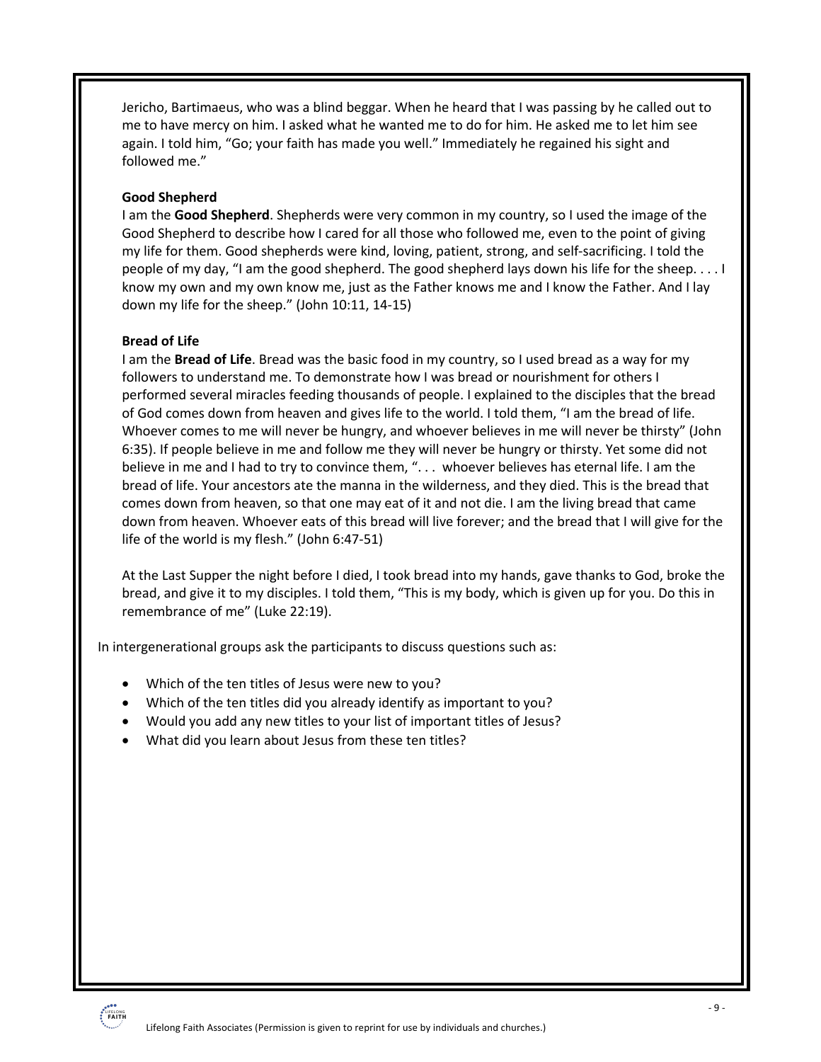Jericho, Bartimaeus, who was a blind beggar. When he heard that I was passing by he called out to me to have mercy on him. I asked what he wanted me to do for him. He asked me to let him see again. I told him, "Go; your faith has made you well." Immediately he regained his sight and followed me."

**Good Shepherd**

I am the **Good Shepherd**. Shepherds were very common in my country, so I used the image of the Good Shepherd to describe how I cared for all those who followed me, even to the point of giving my life for them. Good shepherds were kind, loving, patient, strong, and self-sacrificing. I told the people of my day, "I am the good shepherd. The good shepherd lays down his life for the sheep. . . . I know my own and my own know me, just as the Father knows me and I know the Father. And I lay down my life for the sheep." (John 10:11, 14-15)

**Bread of Life**

I am the **Bread of Life**. Bread was the basic food in my country, so I used bread as a way for my followers to understand me. To demonstrate how I was bread or nourishment for others I performed several miracles feeding thousands of people. I explained to the disciples that the bread of God comes down from heaven and gives life to the world. I told them, "I am the bread of life. Whoever comes to me will never be hungry, and whoever believes in me will never be thirsty" (John 6:35). If people believe in me and follow me they will never be hungry or thirsty. Yet some did not believe in me and I had to try to convince them, ". . .  whoever believes has eternal life. I am the bread of life. Your ancestors ate the manna in the wilderness, and they died. This is the bread that comes down from heaven, so that one may eat of it and not die. I am the living bread that came down from heaven. Whoever eats of this bread will live forever; and the bread that I will give for the life of the world is my flesh." (John 6:47-51)

At the Last Supper the night before I died, I took bread into my hands, gave thanks to God, broke the bread, and give it to my disciples. I told them, "This is my body, which is given up for you. Do this in remembrance of me" (Luke 22:19).

In intergenerational groups ask the participants to discuss questions such as:

- Which of the ten titles of Jesus were new to you?
- Which of the ten titles did you already identify as important to you?
- Would you add any new titles to your list of important titles of Jesus?
- What did you learn about Jesus from these ten titles?

Lifelong Faith Associates (Permission is given to reprint for use by individuals and churches.)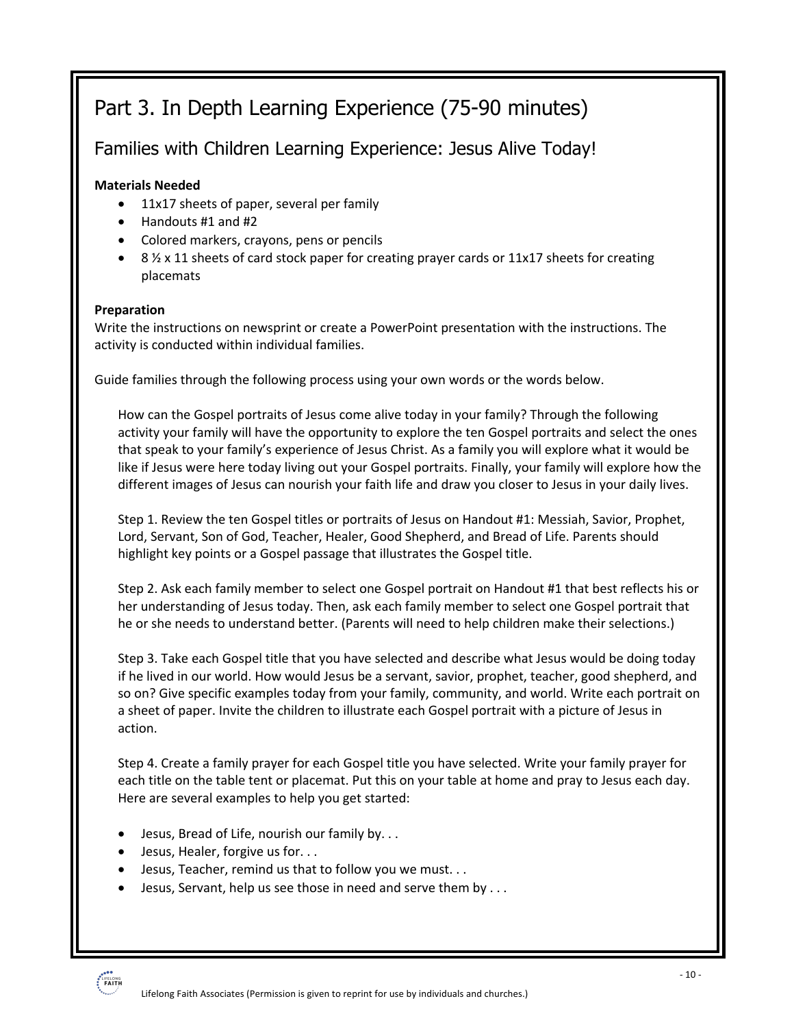## Part 3. In Depth Learning Experience (75-90 minutes)

### Families with Children Learning Experience: Jesus Alive Today!

**Materials Needed**

- 11x17 sheets of paper, several per family
- Handouts #1 and #2
- Colored markers, crayons, pens or pencils
- 8 ½ x 11 sheets of card stock paper for creating prayer cards or 11x17 sheets for creating placemats

**Preparation**

Write the instructions on newsprint or create a PowerPoint presentation with the instructions. The activity is conducted within individual families.

Guide families through the following process using your own words or the words below.

> How can the Gospel portraits of Jesus come alive today in your family? Through the following activity your family will have the opportunity to explore the ten Gospel portraits and select the ones that speak to your family's experience of Jesus Christ. As a family you will explore what it would be like if Jesus were here today living out your Gospel portraits. Finally, your family will explore how the different images of Jesus can nourish your faith life and draw you closer to Jesus in your daily lives.
>
> Step 1. Review the ten Gospel titles or portraits of Jesus on Handout #1: Messiah, Savior, Prophet, Lord, Servant, Son of God, Teacher, Healer, Good Shepherd, and Bread of Life. Parents should highlight key points or a Gospel passage that illustrates the Gospel title.
>
> Step 2. Ask each family member to select one Gospel portrait on Handout #1 that best reflects his or her understanding of Jesus today. Then, ask each family member to select one Gospel portrait that he or she needs to understand better. (Parents will need to help children make their selections.)
>
> Step 3. Take each Gospel title that you have selected and describe what Jesus would be doing today if he lived in our world. How would Jesus be a servant, savior, prophet, teacher, good shepherd, and so on? Give specific examples today from your family, community, and world. Write each portrait on a sheet of paper. Invite the children to illustrate each Gospel portrait with a picture of Jesus in action.
>
> Step 4. Create a family prayer for each Gospel title you have selected. Write your family prayer for each title on the table tent or placemat. Put this on your table at home and pray to Jesus each day. Here are several examples to help you get started:

- Jesus, Bread of Life, nourish our family by. . .
- Jesus, Healer, forgive us for. . .
- Jesus, Teacher, remind us that to follow you we must. . .
- Jesus, Servant, help us see those in need and serve them by . . .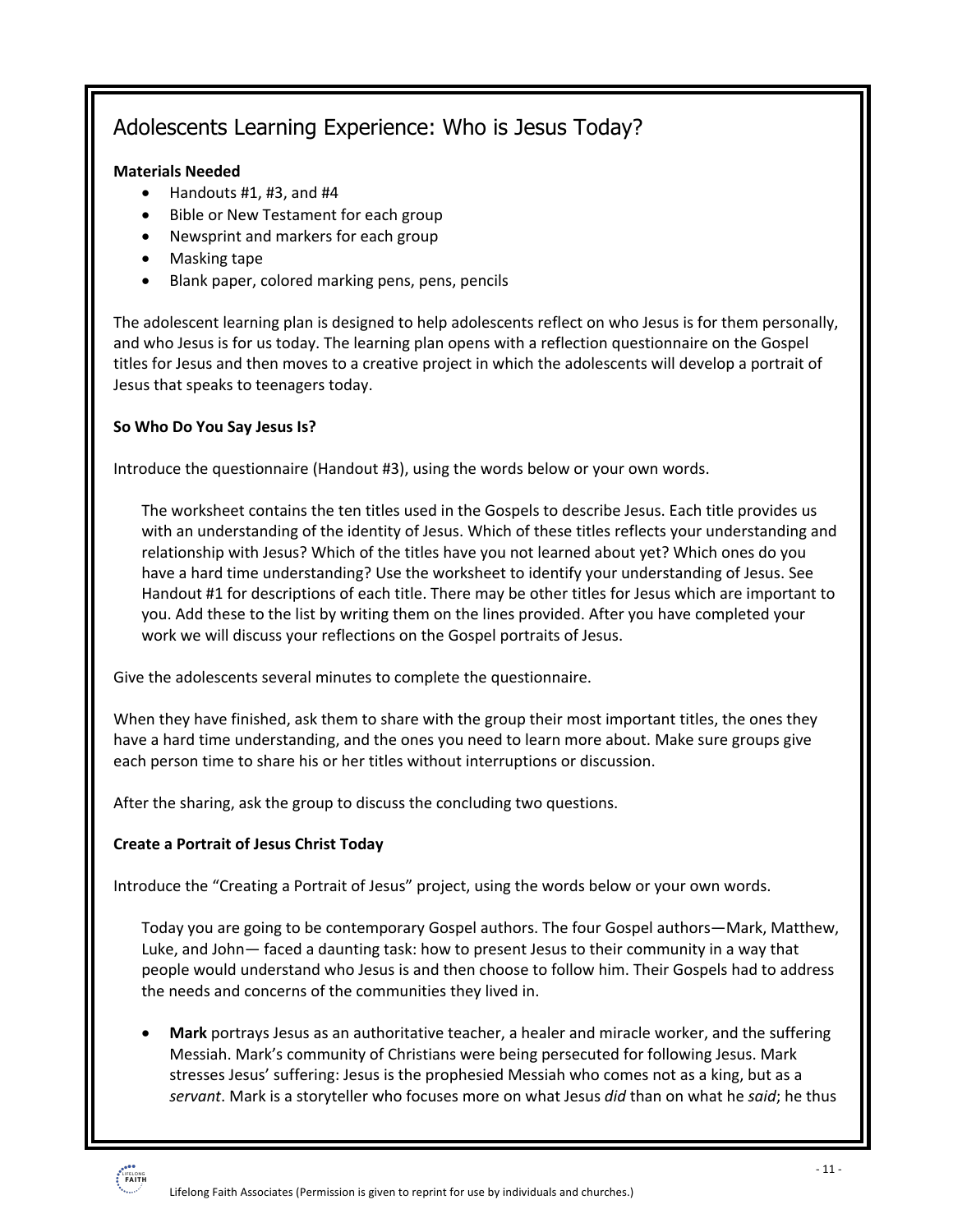## Adolescents Learning Experience: Who is Jesus Today?

**Materials Needed**

- Handouts #1, #3, and #4
- Bible or New Testament for each group
- Newsprint and markers for each group
- Masking tape
- Blank paper, colored marking pens, pens, pencils

The adolescent learning plan is designed to help adolescents reflect on who Jesus is for them personally, and who Jesus is for us today. The learning plan opens with a reflection questionnaire on the Gospel titles for Jesus and then moves to a creative project in which the adolescents will develop a portrait of Jesus that speaks to teenagers today.

**So Who Do You Say Jesus Is?**

Introduce the questionnaire (Handout #3), using the words below or your own words.

> The worksheet contains the ten titles used in the Gospels to describe Jesus. Each title provides us with an understanding of the identity of Jesus. Which of these titles reflects your understanding and relationship with Jesus? Which of the titles have you not learned about yet? Which ones do you have a hard time understanding? Use the worksheet to identify your understanding of Jesus. See Handout #1 for descriptions of each title. There may be other titles for Jesus which are important to you. Add these to the list by writing them on the lines provided. After you have completed your work we will discuss your reflections on the Gospel portraits of Jesus.

Give the adolescents several minutes to complete the questionnaire.

When they have finished, ask them to share with the group their most important titles, the ones they have a hard time understanding, and the ones you need to learn more about. Make sure groups give each person time to share his or her titles without interruptions or discussion.

After the sharing, ask the group to discuss the concluding two questions.

**Create a Portrait of Jesus Christ Today**

Introduce the "Creating a Portrait of Jesus" project, using the words below or your own words.

> Today you are going to be contemporary Gospel authors. The four Gospel authors—Mark, Matthew, Luke, and John— faced a daunting task: how to present Jesus to their community in a way that people would understand who Jesus is and then choose to follow him. Their Gospels had to address the needs and concerns of the communities they lived in.

- **Mark** portrays Jesus as an authoritative teacher, a healer and miracle worker, and the suffering Messiah. Mark's community of Christians were being persecuted for following Jesus. Mark stresses Jesus' suffering: Jesus is the prophesied Messiah who comes not as a king, but as a *servant*. Mark is a storyteller who focuses more on what Jesus *did* than on what he *said*; he thus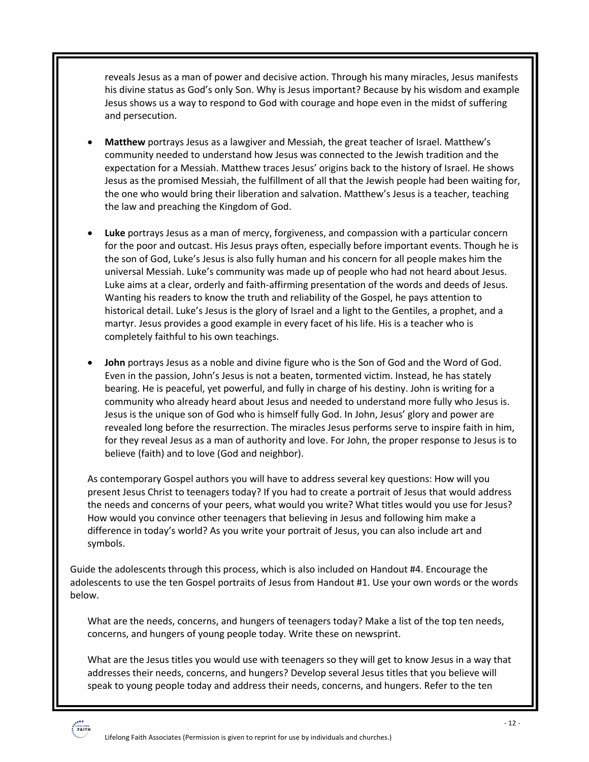reveals Jesus as a man of power and decisive action. Through his many miracles, Jesus manifests his divine status as God's only Son. Why is Jesus important? Because by his wisdom and example Jesus shows us a way to respond to God with courage and hope even in the midst of suffering and persecution.

- **Matthew** portrays Jesus as a lawgiver and Messiah, the great teacher of Israel. Matthew's community needed to understand how Jesus was connected to the Jewish tradition and the expectation for a Messiah. Matthew traces Jesus' origins back to the history of Israel. He shows Jesus as the promised Messiah, the fulfillment of all that the Jewish people had been waiting for, the one who would bring their liberation and salvation. Matthew's Jesus is a teacher, teaching the law and preaching the Kingdom of God.

- **Luke** portrays Jesus as a man of mercy, forgiveness, and compassion with a particular concern for the poor and outcast. His Jesus prays often, especially before important events. Though he is the son of God, Luke's Jesus is also fully human and his concern for all people makes him the universal Messiah. Luke's community was made up of people who had not heard about Jesus. Luke aims at a clear, orderly and faith-affirming presentation of the words and deeds of Jesus. Wanting his readers to know the truth and reliability of the Gospel, he pays attention to historical detail. Luke's Jesus is the glory of Israel and a light to the Gentiles, a prophet, and a martyr. Jesus provides a good example in every facet of his life. His is a teacher who is completely faithful to his own teachings.

- **John** portrays Jesus as a noble and divine figure who is the Son of God and the Word of God. Even in the passion, John's Jesus is not a beaten, tormented victim. Instead, he has stately bearing. He is peaceful, yet powerful, and fully in charge of his destiny. John is writing for a community who already heard about Jesus and needed to understand more fully who Jesus is. Jesus is the unique son of God who is himself fully God. In John, Jesus' glory and power are revealed long before the resurrection. The miracles Jesus performs serve to inspire faith in him, for they reveal Jesus as a man of authority and love. For John, the proper response to Jesus is to believe (faith) and to love (God and neighbor).

As contemporary Gospel authors you will have to address several key questions: How will you present Jesus Christ to teenagers today? If you had to create a portrait of Jesus that would address the needs and concerns of your peers, what would you write? What titles would you use for Jesus? How would you convince other teenagers that believing in Jesus and following him make a difference in today's world? As you write your portrait of Jesus, you can also include art and symbols.

Guide the adolescents through this process, which is also included on Handout #4. Encourage the adolescents to use the ten Gospel portraits of Jesus from Handout #1. Use your own words or the words below.

What are the needs, concerns, and hungers of teenagers today? Make a list of the top ten needs, concerns, and hungers of young people today. Write these on newsprint.

What are the Jesus titles you would use with teenagers so they will get to know Jesus in a way that addresses their needs, concerns, and hungers? Develop several Jesus titles that you believe will speak to young people today and address their needs, concerns, and hungers. Refer to the ten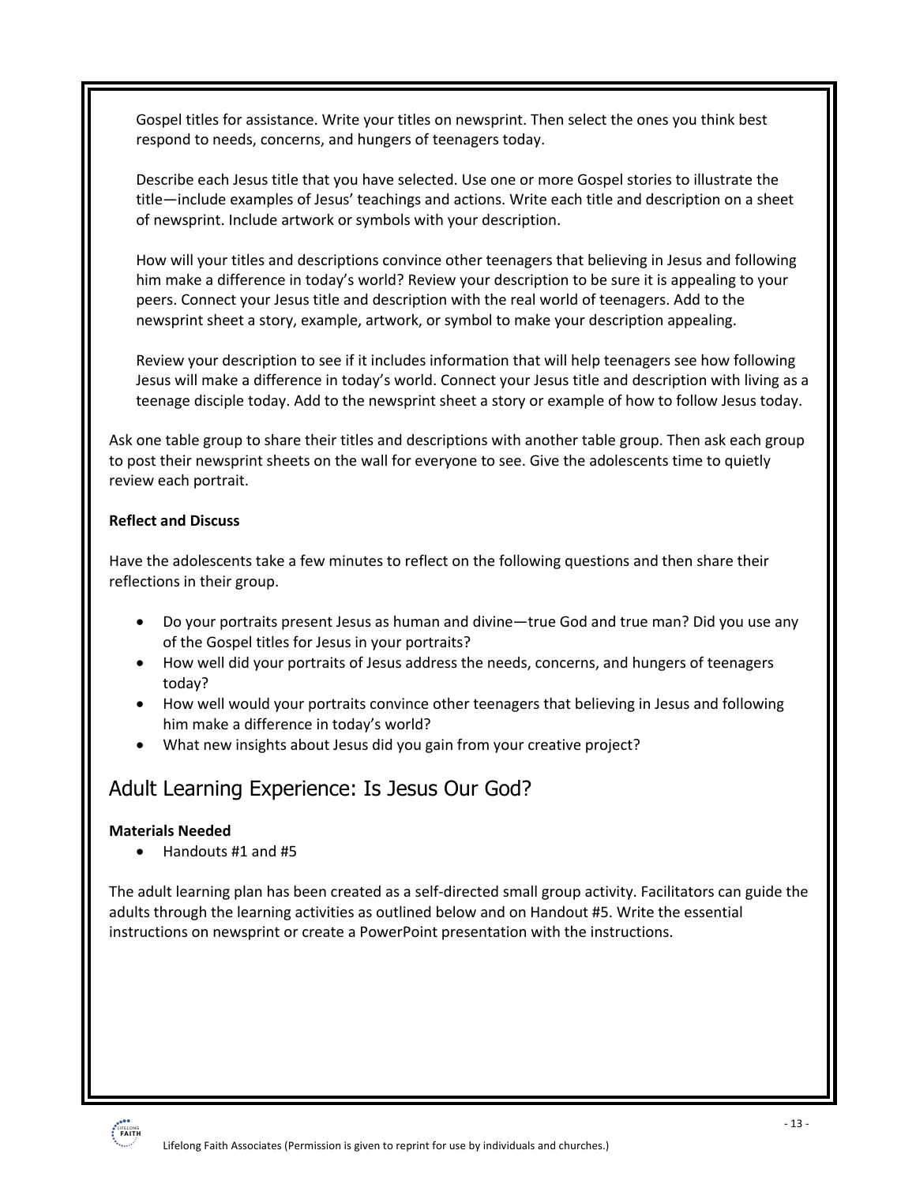Gospel titles for assistance. Write your titles on newsprint. Then select the ones you think best respond to needs, concerns, and hungers of teenagers today.

Describe each Jesus title that you have selected. Use one or more Gospel stories to illustrate the title—include examples of Jesus' teachings and actions. Write each title and description on a sheet of newsprint. Include artwork or symbols with your description.

How will your titles and descriptions convince other teenagers that believing in Jesus and following him make a difference in today's world? Review your description to be sure it is appealing to your peers. Connect your Jesus title and description with the real world of teenagers. Add to the newsprint sheet a story, example, artwork, or symbol to make your description appealing.

Review your description to see if it includes information that will help teenagers see how following Jesus will make a difference in today's world. Connect your Jesus title and description with living as a teenage disciple today. Add to the newsprint sheet a story or example of how to follow Jesus today.

Ask one table group to share their titles and descriptions with another table group. Then ask each group to post their newsprint sheets on the wall for everyone to see. Give the adolescents time to quietly review each portrait.

**Reflect and Discuss**

Have the adolescents take a few minutes to reflect on the following questions and then share their reflections in their group.

- Do your portraits present Jesus as human and divine—true God and true man? Did you use any of the Gospel titles for Jesus in your portraits?
- How well did your portraits of Jesus address the needs, concerns, and hungers of teenagers today?
- How well would your portraits convince other teenagers that believing in Jesus and following him make a difference in today's world?
- What new insights about Jesus did you gain from your creative project?

## Adult Learning Experience: Is Jesus Our God?

**Materials Needed**

- Handouts #1 and #5

The adult learning plan has been created as a self-directed small group activity. Facilitators can guide the adults through the learning activities as outlined below and on Handout #5. Write the essential instructions on newsprint or create a PowerPoint presentation with the instructions.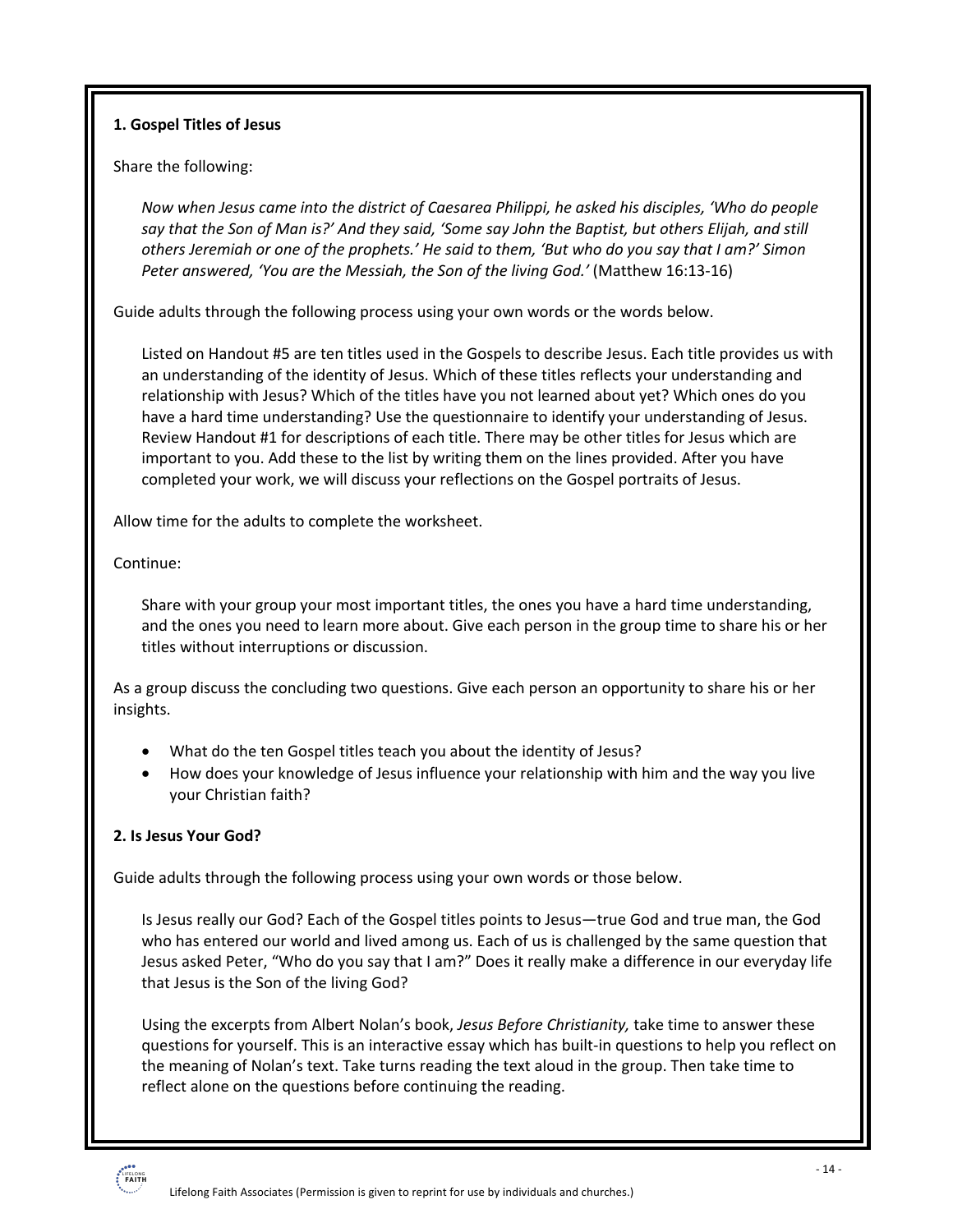**1. Gospel Titles of Jesus**

Share the following:

> *Now when Jesus came into the district of Caesarea Philippi, he asked his disciples, 'Who do people say that the Son of Man is?' And they said, 'Some say John the Baptist, but others Elijah, and still others Jeremiah or one of the prophets.' He said to them, 'But who do you say that I am?' Simon Peter answered, 'You are the Messiah, the Son of the living God.'* (Matthew 16:13-16)

Guide adults through the following process using your own words or the words below.

> Listed on Handout #5 are ten titles used in the Gospels to describe Jesus. Each title provides us with an understanding of the identity of Jesus. Which of these titles reflects your understanding and relationship with Jesus? Which of the titles have you not learned about yet? Which ones do you have a hard time understanding? Use the questionnaire to identify your understanding of Jesus. Review Handout #1 for descriptions of each title. There may be other titles for Jesus which are important to you. Add these to the list by writing them on the lines provided. After you have completed your work, we will discuss your reflections on the Gospel portraits of Jesus.

Allow time for the adults to complete the worksheet.

Continue:

> Share with your group your most important titles, the ones you have a hard time understanding, and the ones you need to learn more about. Give each person in the group time to share his or her titles without interruptions or discussion.

As a group discuss the concluding two questions. Give each person an opportunity to share his or her insights.

- What do the ten Gospel titles teach you about the identity of Jesus?
- How does your knowledge of Jesus influence your relationship with him and the way you live your Christian faith?

**2. Is Jesus Your God?**

Guide adults through the following process using your own words or those below.

> Is Jesus really our God? Each of the Gospel titles points to Jesus—true God and true man, the God who has entered our world and lived among us. Each of us is challenged by the same question that Jesus asked Peter, "Who do you say that I am?" Does it really make a difference in our everyday life that Jesus is the Son of the living God?
>
> Using the excerpts from Albert Nolan's book, *Jesus Before Christianity,* take time to answer these questions for yourself. This is an interactive essay which has built-in questions to help you reflect on the meaning of Nolan's text. Take turns reading the text aloud in the group. Then take time to reflect alone on the questions before continuing the reading.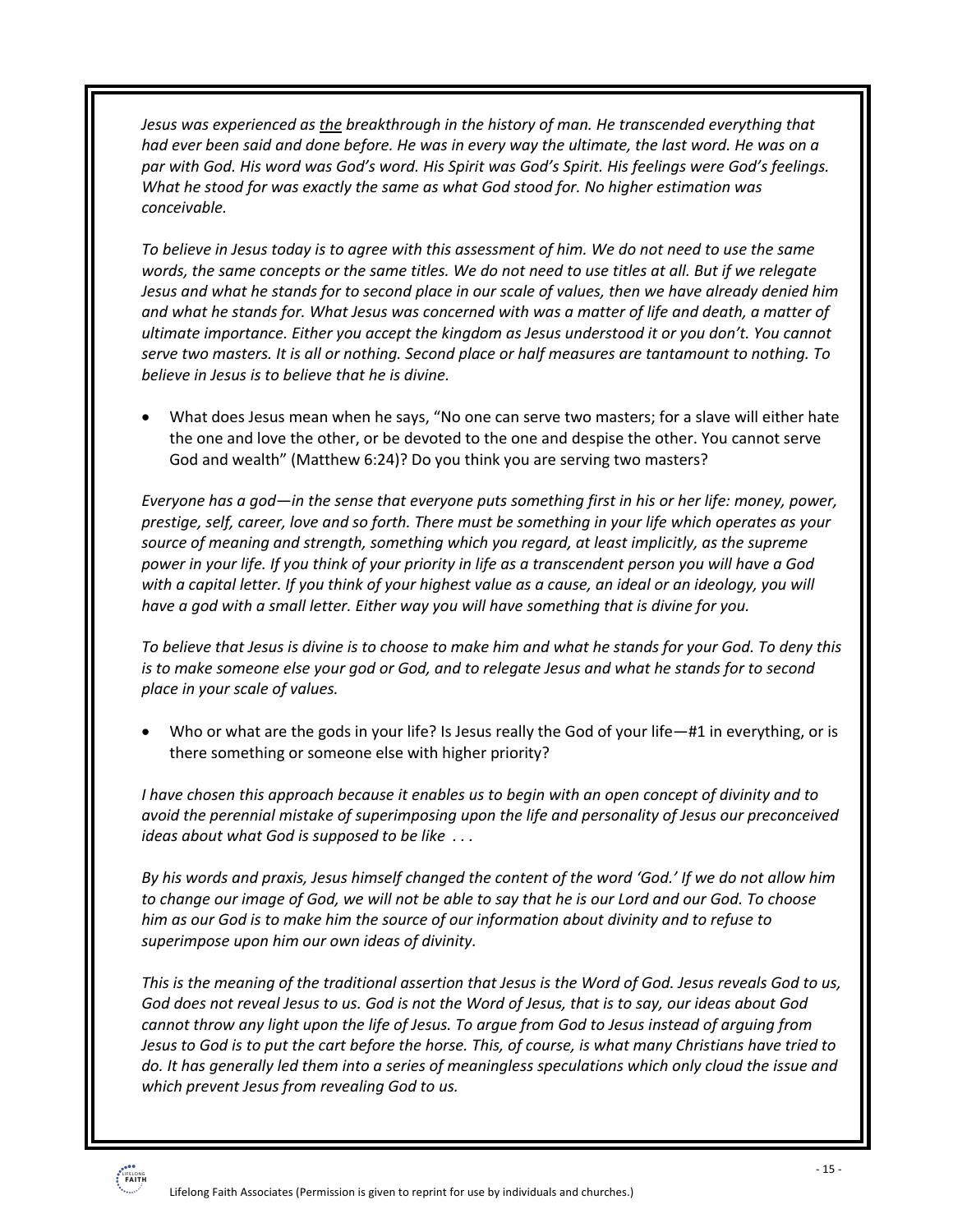*Jesus was experienced as <u>the</u> breakthrough in the history of man. He transcended everything that had ever been said and done before. He was in every way the ultimate, the last word. He was on a par with God. His word was God's word. His Spirit was God's Spirit. His feelings were God's feelings. What he stood for was exactly the same as what God stood for. No higher estimation was conceivable.*

*To believe in Jesus today is to agree with this assessment of him. We do not need to use the same words, the same concepts or the same titles. We do not need to use titles at all. But if we relegate Jesus and what he stands for to second place in our scale of values, then we have already denied him and what he stands for. What Jesus was concerned with was a matter of life and death, a matter of ultimate importance. Either you accept the kingdom as Jesus understood it or you don't. You cannot serve two masters. It is all or nothing. Second place or half measures are tantamount to nothing. To believe in Jesus is to believe that he is divine.*

- What does Jesus mean when he says, "No one can serve two masters; for a slave will either hate the one and love the other, or be devoted to the one and despise the other. You cannot serve God and wealth" (Matthew 6:24)? Do you think you are serving two masters?

*Everyone has a god—in the sense that everyone puts something first in his or her life: money, power, prestige, self, career, love and so forth. There must be something in your life which operates as your source of meaning and strength, something which you regard, at least implicitly, as the supreme power in your life. If you think of your priority in life as a transcendent person you will have a God with a capital letter. If you think of your highest value as a cause, an ideal or an ideology, you will have a god with a small letter. Either way you will have something that is divine for you.*

*To believe that Jesus is divine is to choose to make him and what he stands for your God. To deny this is to make someone else your god or God, and to relegate Jesus and what he stands for to second place in your scale of values.*

- Who or what are the gods in your life? Is Jesus really the God of your life—#1 in everything, or is there something or someone else with higher priority?

*I have chosen this approach because it enables us to begin with an open concept of divinity and to avoid the perennial mistake of superimposing upon the life and personality of Jesus our preconceived ideas about what God is supposed to be like . . .*

*By his words and praxis, Jesus himself changed the content of the word 'God.' If we do not allow him to change our image of God, we will not be able to say that he is our Lord and our God. To choose him as our God is to make him the source of our information about divinity and to refuse to superimpose upon him our own ideas of divinity.*

*This is the meaning of the traditional assertion that Jesus is the Word of God. Jesus reveals God to us, God does not reveal Jesus to us. God is not the Word of Jesus, that is to say, our ideas about God cannot throw any light upon the life of Jesus. To argue from God to Jesus instead of arguing from Jesus to God is to put the cart before the horse. This, of course, is what many Christians have tried to do. It has generally led them into a series of meaningless speculations which only cloud the issue and which prevent Jesus from revealing God to us.*

Lifelong Faith Associates (Permission is given to reprint for use by individuals and churches.)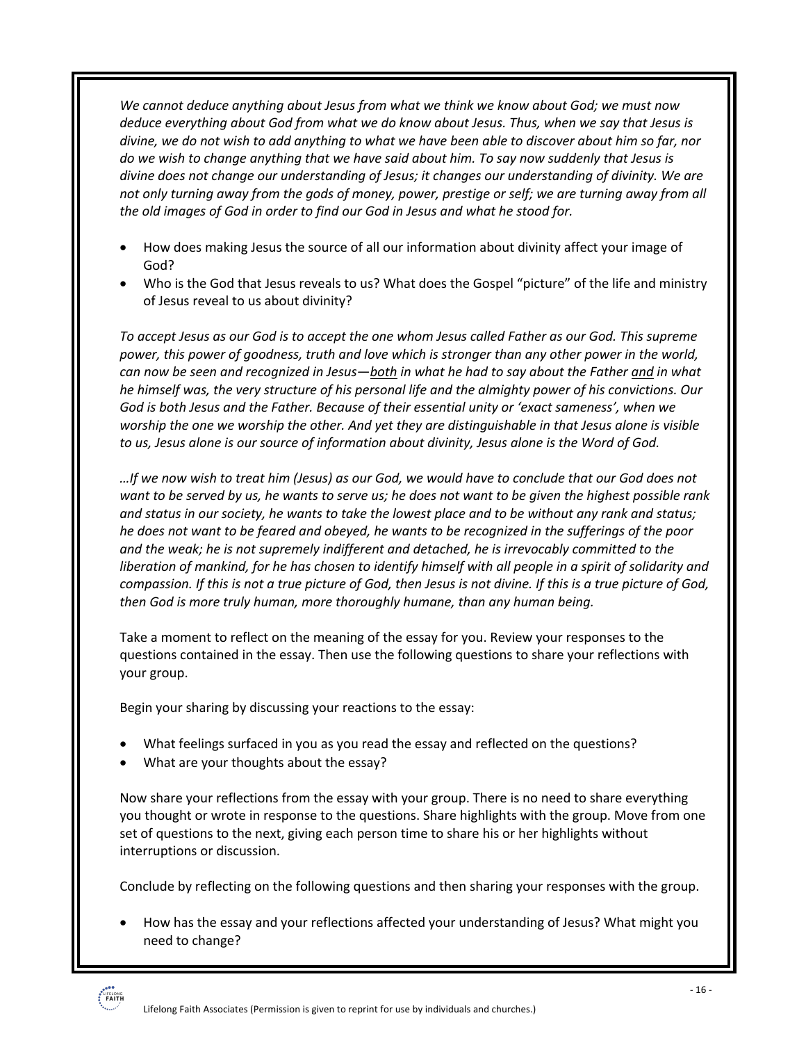*We cannot deduce anything about Jesus from what we think we know about God; we must now deduce everything about God from what we do know about Jesus. Thus, when we say that Jesus is divine, we do not wish to add anything to what we have been able to discover about him so far, nor do we wish to change anything that we have said about him. To say now suddenly that Jesus is divine does not change our understanding of Jesus; it changes our understanding of divinity. We are not only turning away from the gods of money, power, prestige or self; we are turning away from all the old images of God in order to find our God in Jesus and what he stood for.*

- How does making Jesus the source of all our information about divinity affect your image of God?
- Who is the God that Jesus reveals to us? What does the Gospel "picture" of the life and ministry of Jesus reveal to us about divinity?

*To accept Jesus as our God is to accept the one whom Jesus called Father as our God. This supreme power, this power of goodness, truth and love which is stronger than any other power in the world, can now be seen and recognized in Jesus—<u>both</u> in what he had to say about the Father <u>and</u> in what he himself was, the very structure of his personal life and the almighty power of his convictions. Our God is both Jesus and the Father. Because of their essential unity or 'exact sameness', when we worship the one we worship the other. And yet they are distinguishable in that Jesus alone is visible to us, Jesus alone is our source of information about divinity, Jesus alone is the Word of God.*

*…If we now wish to treat him (Jesus) as our God, we would have to conclude that our God does not want to be served by us, he wants to serve us; he does not want to be given the highest possible rank and status in our society, he wants to take the lowest place and to be without any rank and status; he does not want to be feared and obeyed, he wants to be recognized in the sufferings of the poor and the weak; he is not supremely indifferent and detached, he is irrevocably committed to the liberation of mankind, for he has chosen to identify himself with all people in a spirit of solidarity and compassion. If this is not a true picture of God, then Jesus is not divine. If this is a true picture of God, then God is more truly human, more thoroughly humane, than any human being.*

Take a moment to reflect on the meaning of the essay for you. Review your responses to the questions contained in the essay. Then use the following questions to share your reflections with your group.

Begin your sharing by discussing your reactions to the essay:

- What feelings surfaced in you as you read the essay and reflected on the questions?
- What are your thoughts about the essay?

Now share your reflections from the essay with your group. There is no need to share everything you thought or wrote in response to the questions. Share highlights with the group. Move from one set of questions to the next, giving each person time to share his or her highlights without interruptions or discussion.

Conclude by reflecting on the following questions and then sharing your responses with the group.

- How has the essay and your reflections affected your understanding of Jesus? What might you need to change?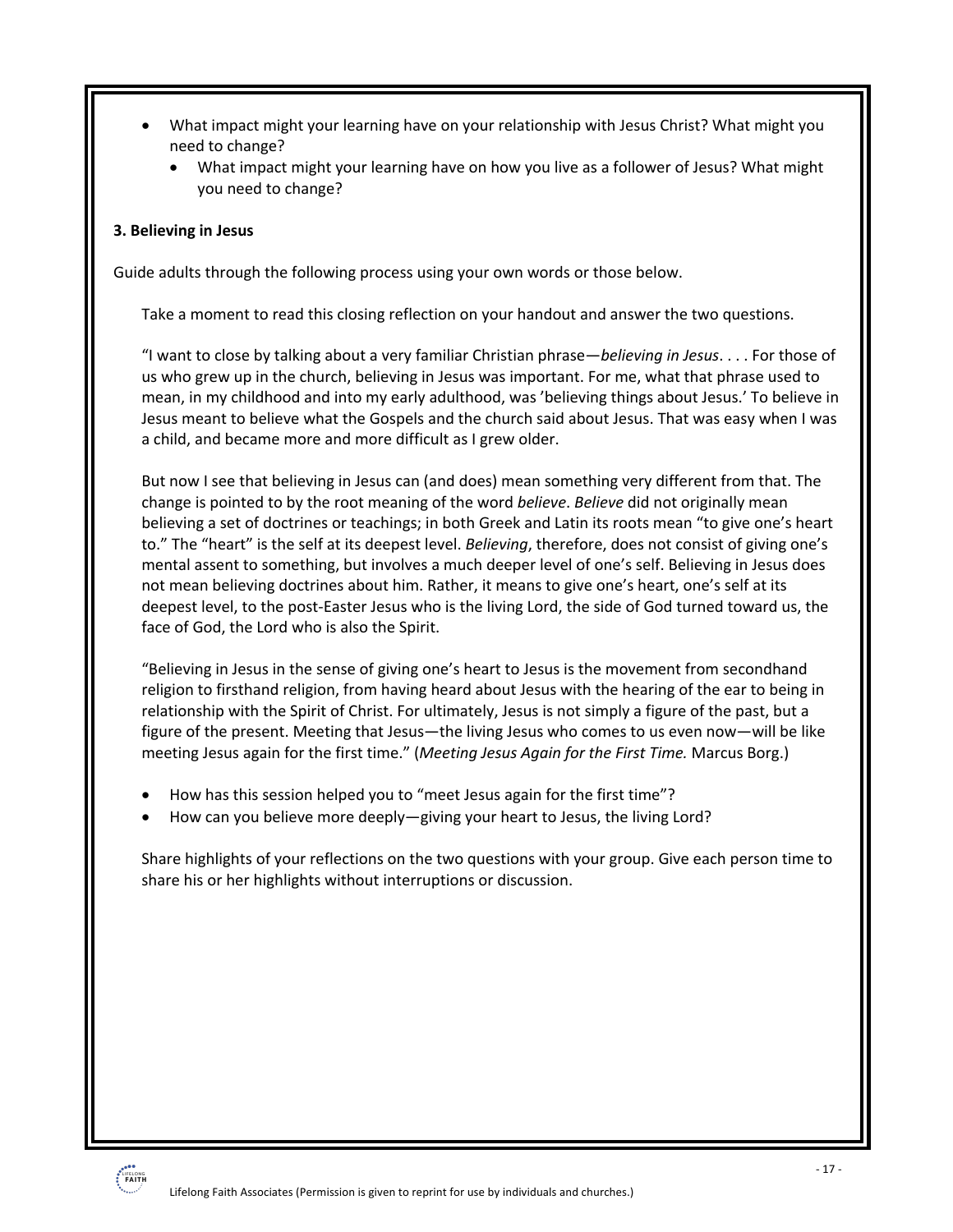- What impact might your learning have on your relationship with Jesus Christ? What might you need to change?
    - What impact might your learning have on how you live as a follower of Jesus? What might you need to change?

**3. Believing in Jesus**

Guide adults through the following process using your own words or those below.

> Take a moment to read this closing reflection on your handout and answer the two questions.
>
> "I want to close by talking about a very familiar Christian phrase—*believing in Jesus*. . . . For those of us who grew up in the church, believing in Jesus was important. For me, what that phrase used to mean, in my childhood and into my early adulthood, was 'believing things about Jesus.' To believe in Jesus meant to believe what the Gospels and the church said about Jesus. That was easy when I was a child, and became more and more difficult as I grew older.
>
> But now I see that believing in Jesus can (and does) mean something very different from that. The change is pointed to by the root meaning of the word *believe*. *Believe* did not originally mean believing a set of doctrines or teachings; in both Greek and Latin its roots mean "to give one's heart to." The "heart" is the self at its deepest level. *Believing*, therefore, does not consist of giving one's mental assent to something, but involves a much deeper level of one's self. Believing in Jesus does not mean believing doctrines about him. Rather, it means to give one's heart, one's self at its deepest level, to the post-Easter Jesus who is the living Lord, the side of God turned toward us, the face of God, the Lord who is also the Spirit.
>
> "Believing in Jesus in the sense of giving one's heart to Jesus is the movement from secondhand religion to firsthand religion, from having heard about Jesus with the hearing of the ear to being in relationship with the Spirit of Christ. For ultimately, Jesus is not simply a figure of the past, but a figure of the present. Meeting that Jesus—the living Jesus who comes to us even now—will be like meeting Jesus again for the first time." (*Meeting Jesus Again for the First Time.* Marcus Borg.)
>
> - How has this session helped you to "meet Jesus again for the first time"?
> - How can you believe more deeply—giving your heart to Jesus, the living Lord?
>
> Share highlights of your reflections on the two questions with your group. Give each person time to share his or her highlights without interruptions or discussion.

Lifelong Faith Associates (Permission is given to reprint for use by individuals and churches.)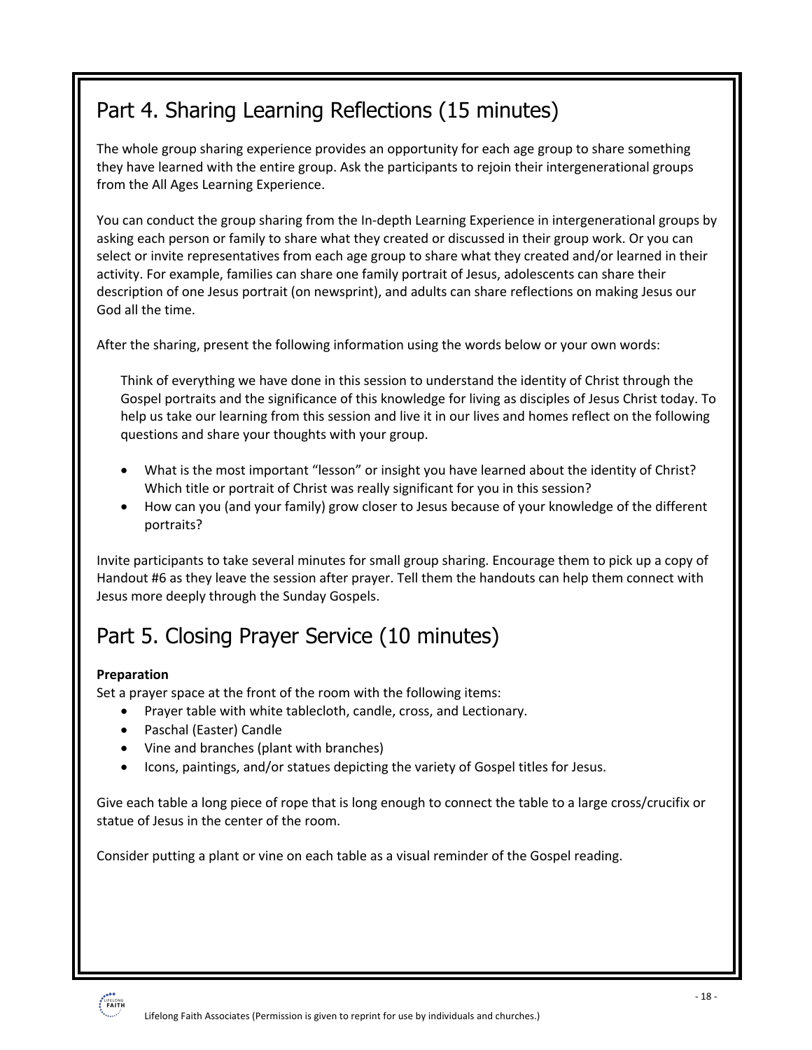## Part 4. Sharing Learning Reflections (15 minutes)

The whole group sharing experience provides an opportunity for each age group to share something they have learned with the entire group. Ask the participants to rejoin their intergenerational groups from the All Ages Learning Experience.

You can conduct the group sharing from the In-depth Learning Experience in intergenerational groups by asking each person or family to share what they created or discussed in their group work. Or you can select or invite representatives from each age group to share what they created and/or learned in their activity. For example, families can share one family portrait of Jesus, adolescents can share their description of one Jesus portrait (on newsprint), and adults can share reflections on making Jesus our God all the time.

After the sharing, present the following information using the words below or your own words:

> Think of everything we have done in this session to understand the identity of Christ through the Gospel portraits and the significance of this knowledge for living as disciples of Jesus Christ today. To help us take our learning from this session and live it in our lives and homes reflect on the following questions and share your thoughts with your group.
>
> - What is the most important "lesson" or insight you have learned about the identity of Christ? Which title or portrait of Christ was really significant for you in this session?
> - How can you (and your family) grow closer to Jesus because of your knowledge of the different portraits?

Invite participants to take several minutes for small group sharing. Encourage them to pick up a copy of Handout #6 as they leave the session after prayer. Tell them the handouts can help them connect with Jesus more deeply through the Sunday Gospels.

## Part 5. Closing Prayer Service (10 minutes)

**Preparation**

Set a prayer space at the front of the room with the following items:

- Prayer table with white tablecloth, candle, cross, and Lectionary.
- Paschal (Easter) Candle
- Vine and branches (plant with branches)
- Icons, paintings, and/or statues depicting the variety of Gospel titles for Jesus.

Give each table a long piece of rope that is long enough to connect the table to a large cross/crucifix or statue of Jesus in the center of the room.

Consider putting a plant or vine on each table as a visual reminder of the Gospel reading.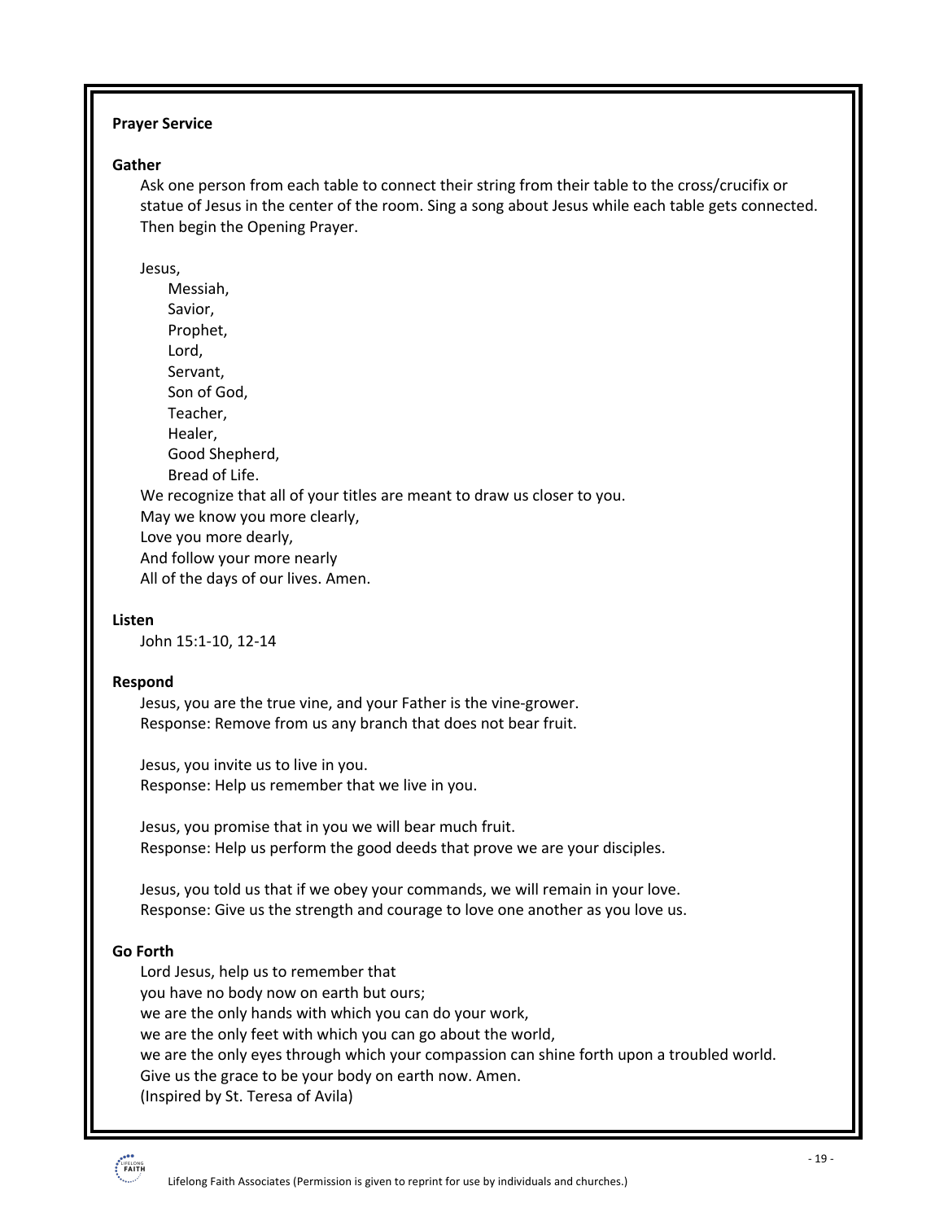**Prayer Service**

**Gather**

Ask one person from each table to connect their string from their table to the cross/crucifix or statue of Jesus in the center of the room. Sing a song about Jesus while each table gets connected. Then begin the Opening Prayer.

Jesus,
Messiah,
Savior,
Prophet,
Lord,
Servant,
Son of God,
Teacher,
Healer,
Good Shepherd,
Bread of Life.
We recognize that all of your titles are meant to draw us closer to you.
May we know you more clearly,
Love you more dearly,
And follow your more nearly
All of the days of our lives. Amen.

**Listen**

John 15:1-10, 12-14

**Respond**

Jesus, you are the true vine, and your Father is the vine-grower.
Response: Remove from us any branch that does not bear fruit.

Jesus, you invite us to live in you.
Response: Help us remember that we live in you.

Jesus, you promise that in you we will bear much fruit.
Response: Help us perform the good deeds that prove we are your disciples.

Jesus, you told us that if we obey your commands, we will remain in your love.
Response: Give us the strength and courage to love one another as you love us.

**Go Forth**

Lord Jesus, help us to remember that
you have no body now on earth but ours;
we are the only hands with which you can do your work,
we are the only feet with which you can go about the world,
we are the only eyes through which your compassion can shine forth upon a troubled world.
Give us the grace to be your body on earth now. Amen.
(Inspired by St. Teresa of Avila)

Lifelong Faith Associates (Permission is given to reprint for use by individuals and churches.)